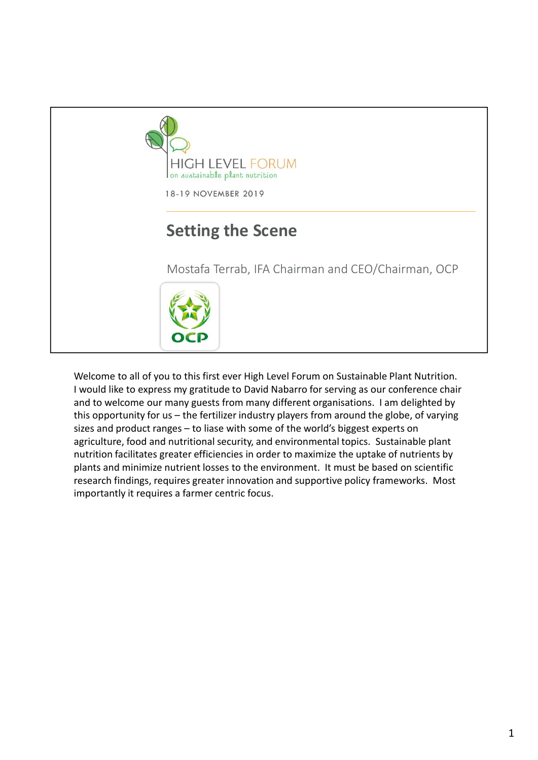HIGH LEVEL FORUM
on sustainable plant nutrition

18-19 NOVEMBER 2019

# Setting the Scene

Mostafa Terrab, IFA Chairman and CEO/Chairman, OCP

OCP

Welcome to all of you to this first ever High Level Forum on Sustainable Plant Nutrition. I would like to express my gratitude to David Nabarro for serving as our conference chair and to welcome our many guests from many different organisations. I am delighted by this opportunity for us – the fertilizer industry players from around the globe, of varying sizes and product ranges – to liase with some of the world's biggest experts on agriculture, food and nutritional security, and environmental topics. Sustainable plant nutrition facilitates greater efficiencies in order to maximize the uptake of nutrients by plants and minimize nutrient losses to the environment. It must be based on scientific research findings, requires greater innovation and supportive policy frameworks. Most importantly it requires a farmer centric focus.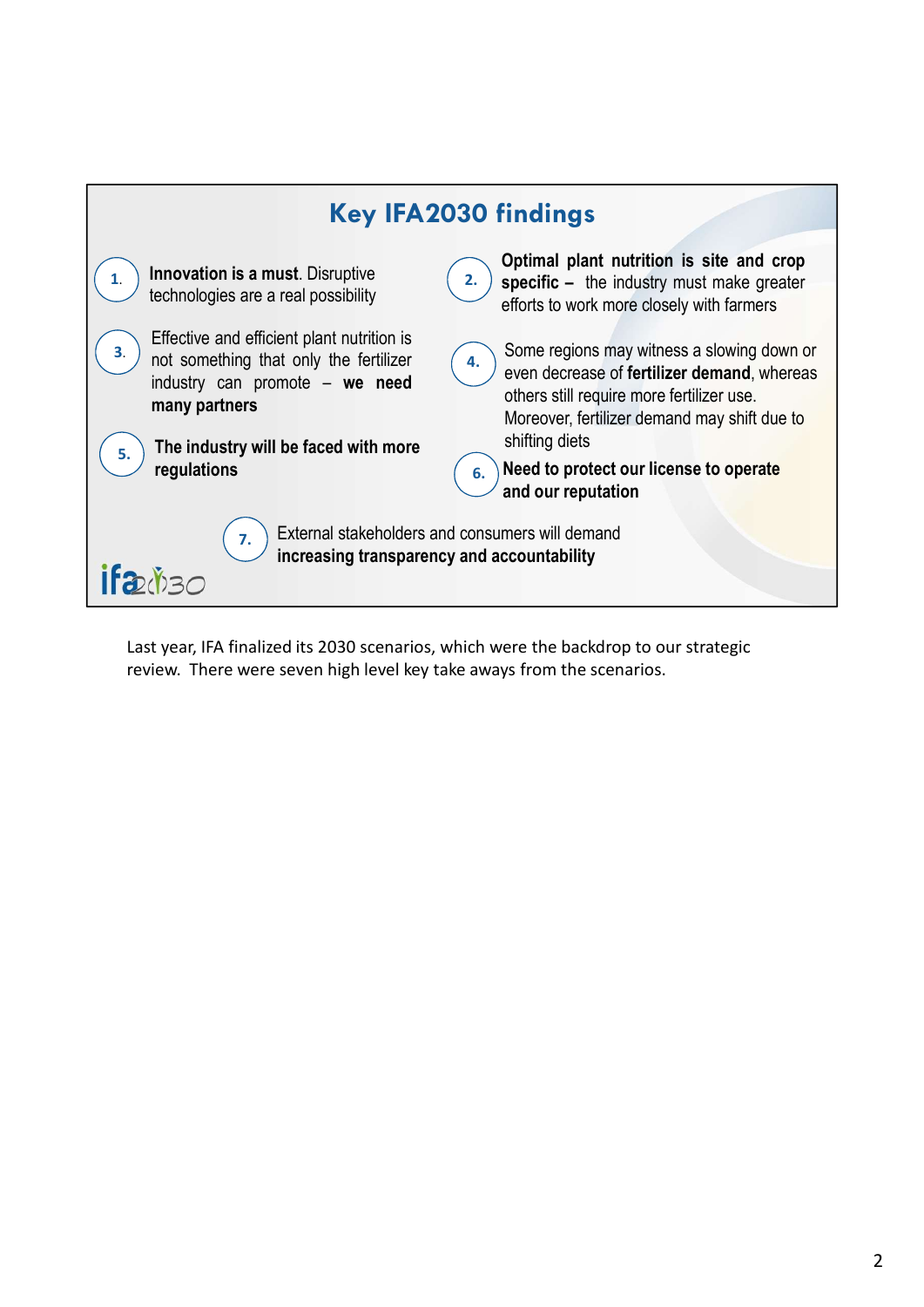## Key IFA2030 findings

1. **Innovation is a must**. Disruptive technologies are a real possibility
2. **Optimal plant nutrition is site and crop specific –** the industry must make greater efforts to work more closely with farmers
3. Effective and efficient plant nutrition is not something that only the fertilizer industry can promote – **we need many partners**
4. Some regions may witness a slowing down or even decrease of **fertilizer demand**, whereas others still require more fertilizer use. Moreover, fertilizer demand may shift due to shifting diets
5. **The industry will be faced with more regulations**
6. **Need to protect our license to operate and our reputation**
7. External stakeholders and consumers will demand **increasing transparency and accountability**

ifa2030

Last year, IFA finalized its 2030 scenarios, which were the backdrop to our strategic review. There were seven high level key take aways from the scenarios.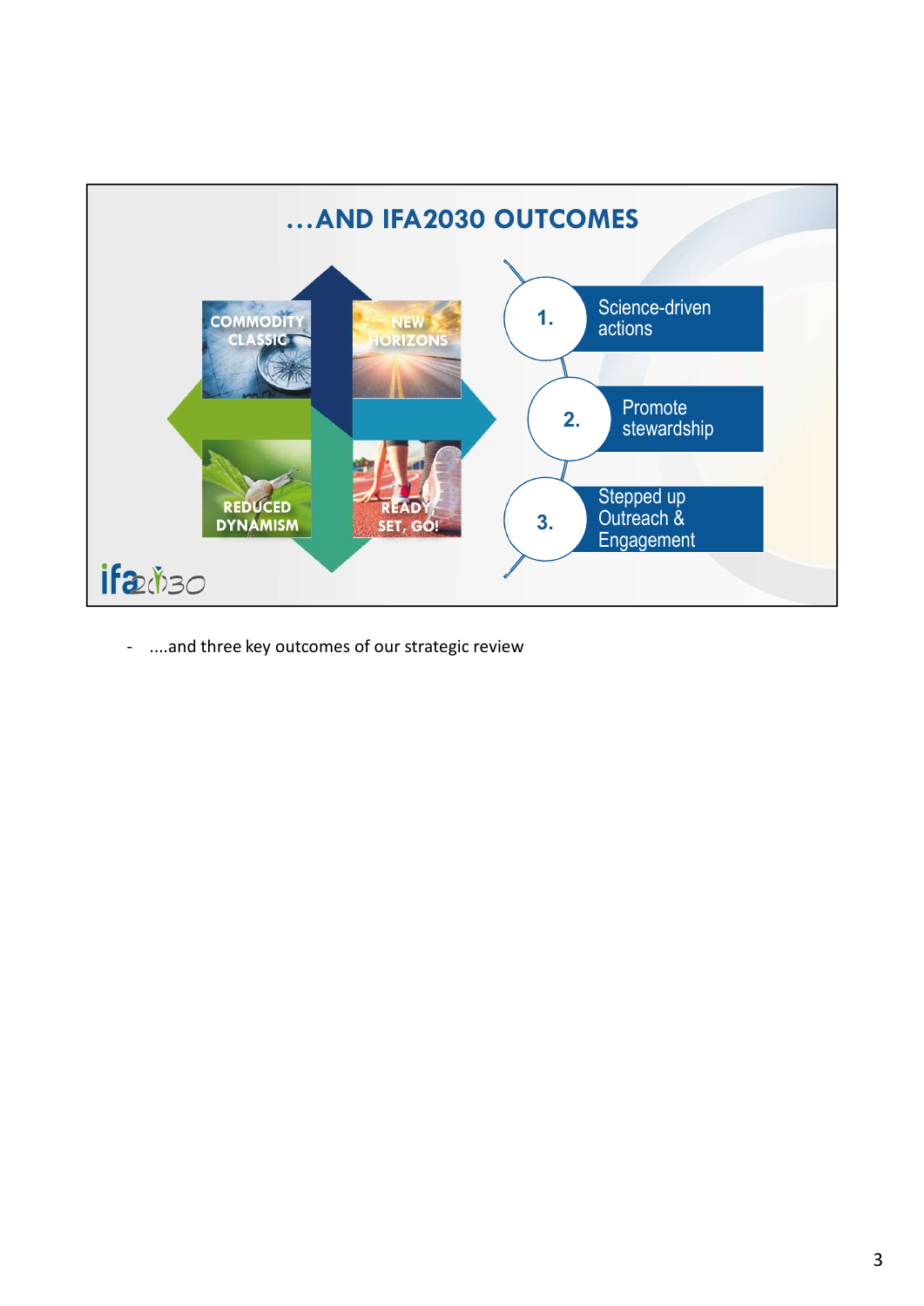## …AND IFA2030 OUTCOMES

COMMODITY CLASSIC

NEW HORIZONS

REDUCED DYNAMISM

READY, SET, GO!

1. Science-driven actions
2. Promote stewardship
3. Stepped up Outreach & Engagement

ifa2030

- ....and three key outcomes of our strategic review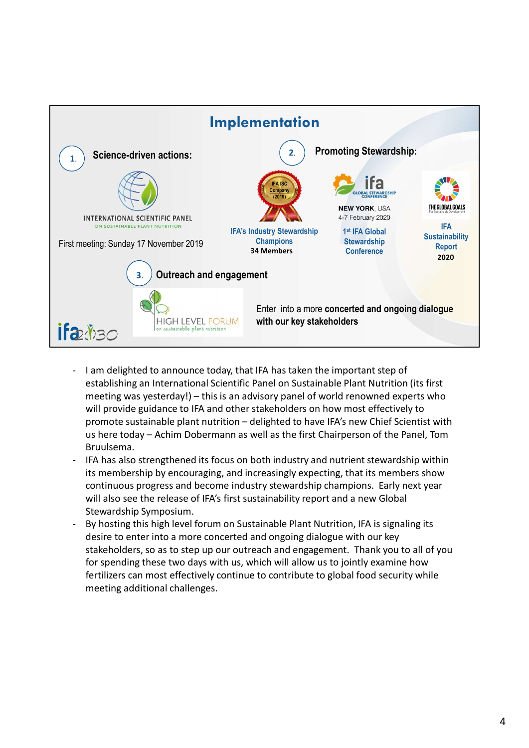## Implementation

1. **Science-driven actions:**

INTERNATIONAL SCIENTIFIC PANEL
ON SUSTAINABLE PLANT NUTRITION

First meeting: Sunday 17 November 2019

2. **Promoting Stewardship:**

IFA ISC Company (2019)

**IFA's Industry Stewardship Champions**
**34 Members**

ifa GLOBAL STEWARDSHIP CONFERENCE
**NEW YORK**, USA
4-7 February 2020

**1st IFA Global Stewardship Conference**

THE GLOBAL GOALS For Sustainable Development

**IFA Sustainability Report**
**2020**

3. **Outreach and engagement**

HIGH LEVEL FORUM
on sustainable plant nutrition

Enter into a more **concerted and ongoing dialogue with our key stakeholders**

ifa2030

- I am delighted to announce today, that IFA has taken the important step of establishing an International Scientific Panel on Sustainable Plant Nutrition (its first meeting was yesterday!) – this is an advisory panel of world renowned experts who will provide guidance to IFA and other stakeholders on how most effectively to promote sustainable plant nutrition – delighted to have IFA's new Chief Scientist with us here today – Achim Dobermann as well as the first Chairperson of the Panel, Tom Bruulsema.
- IFA has also strengthened its focus on both industry and nutrient stewardship within its membership by encouraging, and increasingly expecting, that its members show continuous progress and become industry stewardship champions. Early next year will also see the release of IFA's first sustainability report and a new Global Stewardship Symposium.
- By hosting this high level forum on Sustainable Plant Nutrition, IFA is signaling its desire to enter into a more concerted and ongoing dialogue with our key stakeholders, so as to step up our outreach and engagement. Thank you to all of you for spending these two days with us, which will allow us to jointly examine how fertilizers can most effectively continue to contribute to global food security while meeting additional challenges.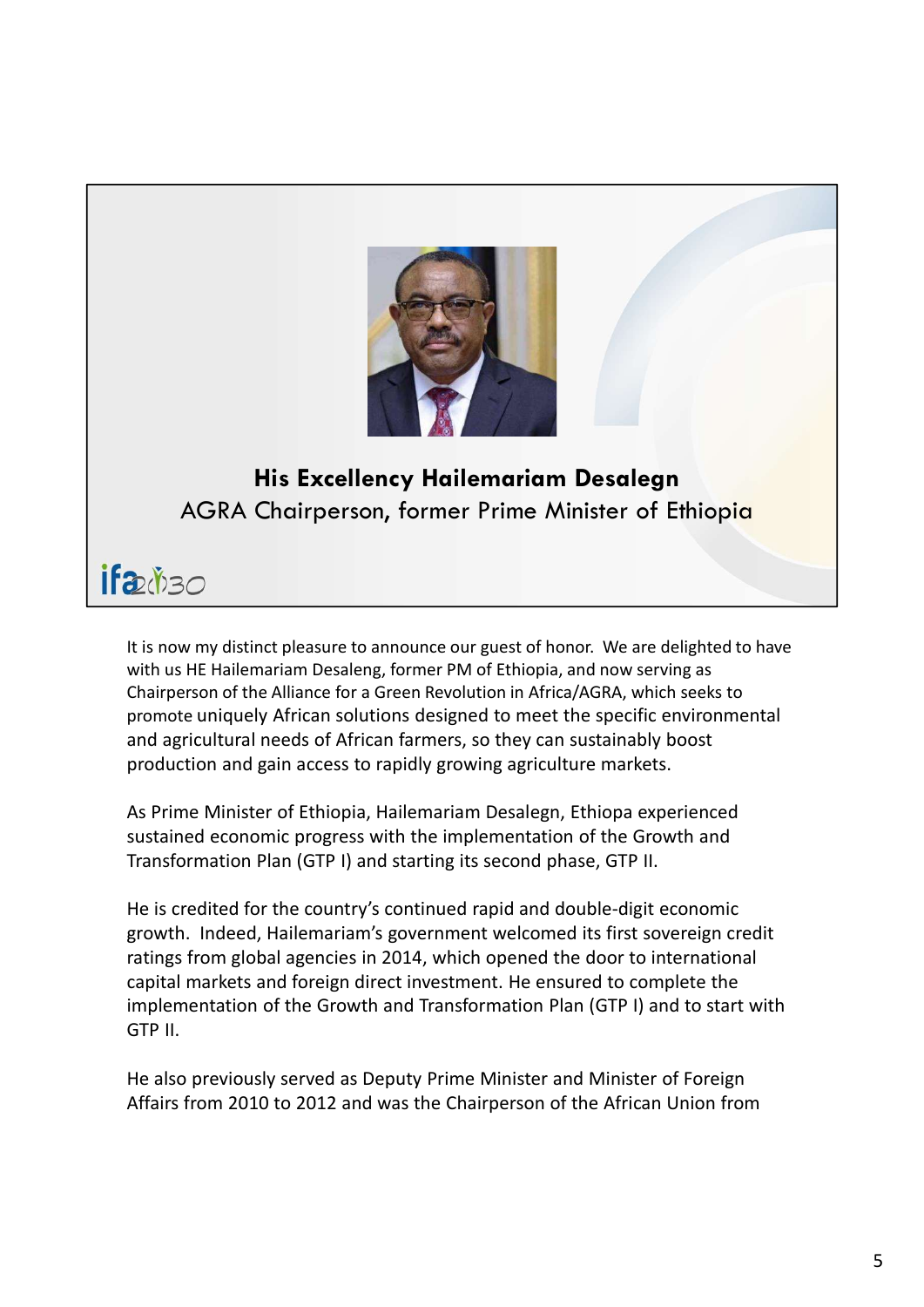**His Excellency Hailemariam Desalegn**

AGRA Chairperson, former Prime Minister of Ethiopia

ifa2030

It is now my distinct pleasure to announce our guest of honor. We are delighted to have with us HE Hailemariam Desaleng, former PM of Ethiopia, and now serving as Chairperson of the Alliance for a Green Revolution in Africa/AGRA, which seeks to promote uniquely African solutions designed to meet the specific environmental and agricultural needs of African farmers, so they can sustainably boost production and gain access to rapidly growing agriculture markets.

As Prime Minister of Ethiopia, Hailemariam Desalegn, Ethiopa experienced sustained economic progress with the implementation of the Growth and Transformation Plan (GTP I) and starting its second phase, GTP II.

He is credited for the country's continued rapid and double-digit economic growth. Indeed, Hailemariam's government welcomed its first sovereign credit ratings from global agencies in 2014, which opened the door to international capital markets and foreign direct investment. He ensured to complete the implementation of the Growth and Transformation Plan (GTP I) and to start with GTP II.

He also previously served as Deputy Prime Minister and Minister of Foreign Affairs from 2010 to 2012 and was the Chairperson of the African Union from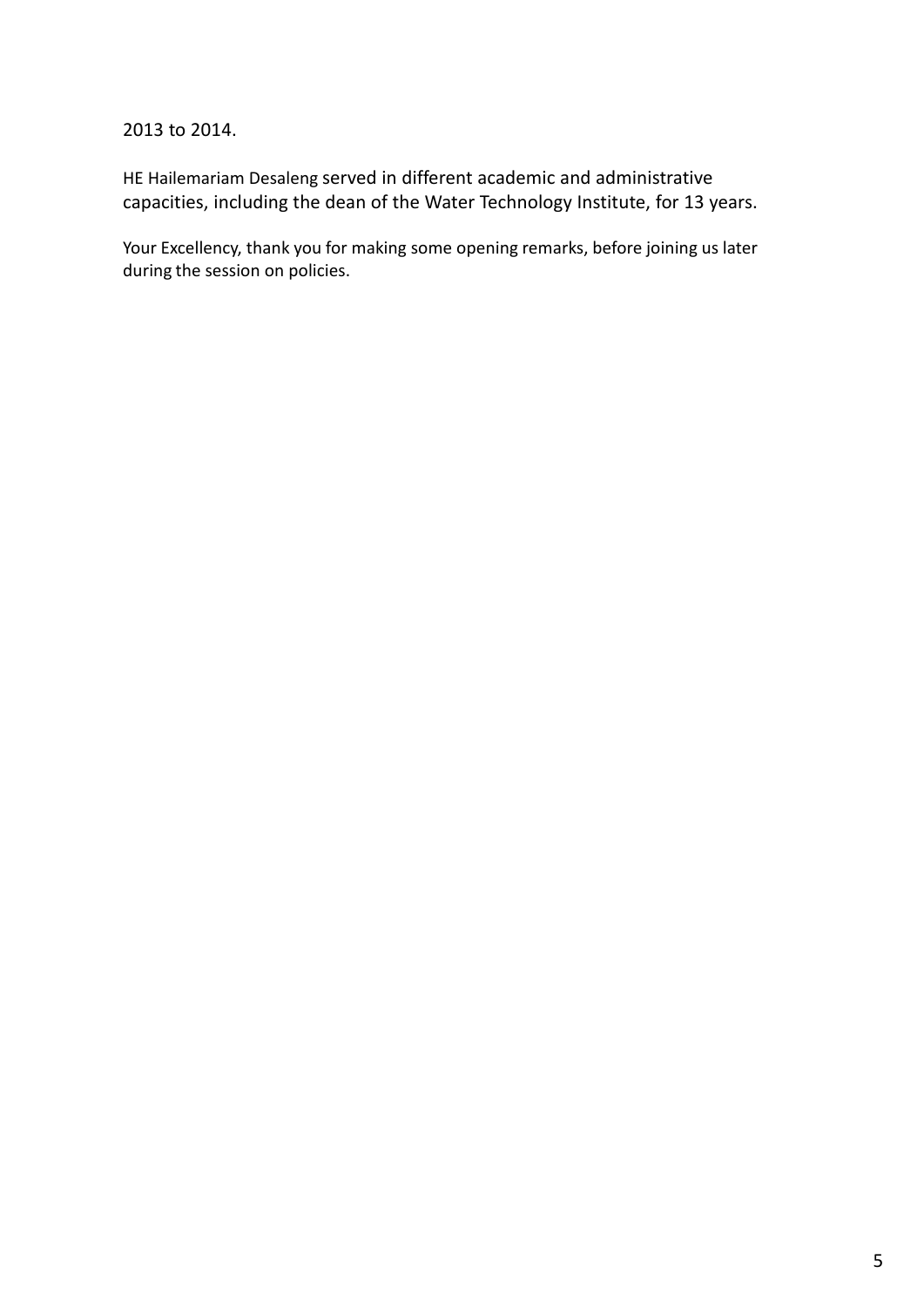2013 to 2014.

HE Hailemariam Desaleng served in different academic and administrative capacities, including the dean of the Water Technology Institute, for 13 years.

Your Excellency, thank you for making some opening remarks, before joining us later during the session on policies.